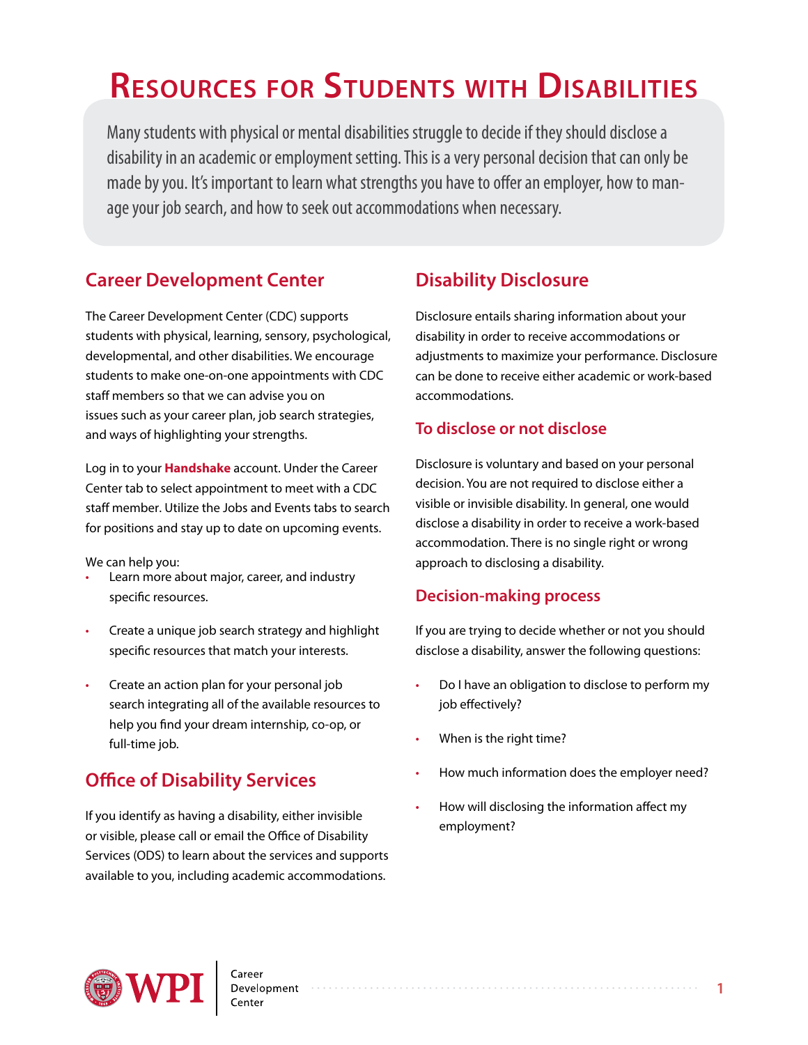# Resources for Students with Disabilities

Many students with physical or mental disabilities struggle to decide if they should disclose a disability in an academic or employment setting. This is a very personal decision that can only be made by you. It's important to learn what strengths you have to offer an employer, how to manage your job search, and how to seek out accommodations when necessary.

## Career Development Center

The Career Development Center (CDC) supports students with physical, learning, sensory, psychological, developmental, and other disabilities. We encourage students to make one-on-one appointments with CDC staff members so that we can advise you on issues such as your career plan, job search strategies, and ways of highlighting your strengths.

Log in to your **Handshake** account. Under the Career Center tab to select appointment to meet with a CDC staff member. Utilize the Jobs and Events tabs to search for positions and stay up to date on upcoming events.

We can help you:

- Learn more about major, career, and industry specific resources.
- Create a unique job search strategy and highlight specific resources that match your interests.
- Create an action plan for your personal job search integrating all of the available resources to help you find your dream internship, co-op, or full-time job.

## Office of Disability Services

If you identify as having a disability, either invisible or visible, please call or email the Office of Disability Services (ODS) to learn about the services and supports available to you, including academic accommodations.

## Disability Disclosure

Disclosure entails sharing information about your disability in order to receive accommodations or adjustments to maximize your performance. Disclosure can be done to receive either academic or work-based accommodations.

### To disclose or not disclose

Disclosure is voluntary and based on your personal decision. You are not required to disclose either a visible or invisible disability. In general, one would disclose a disability in order to receive a work-based accommodation. There is no single right or wrong approach to disclosing a disability.

### Decision-making process

If you are trying to decide whether or not you should disclose a disability, answer the following questions:

- Do I have an obligation to disclose to perform my job effectively?
- When is the right time?
- How much information does the employer need?
- How will disclosing the information affect my employment?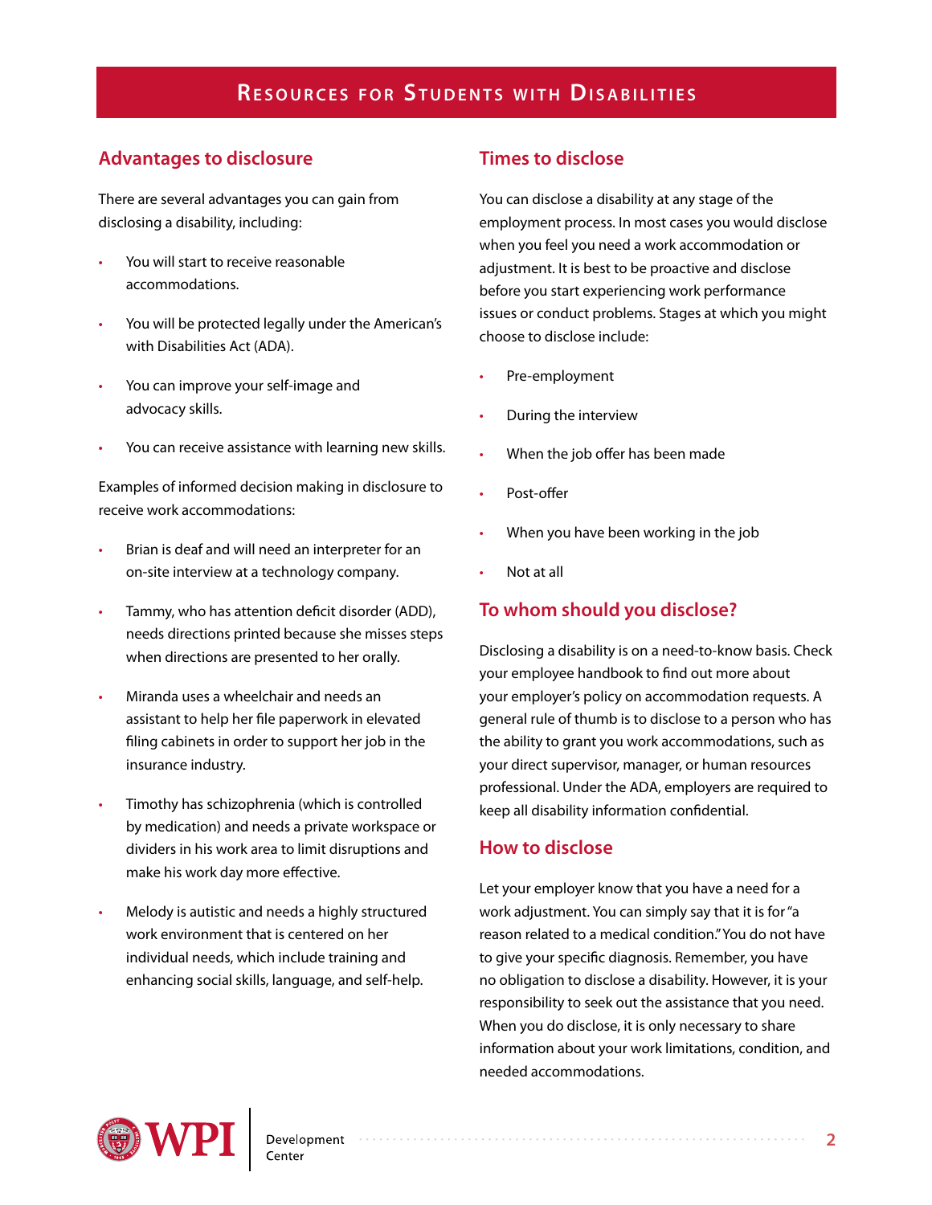# Resources for Students with Disabilities

## Advantages to disclosure

There are several advantages you can gain from disclosing a disability, including:

- You will start to receive reasonable accommodations.
- You will be protected legally under the American's with Disabilities Act (ADA).
- You can improve your self-image and advocacy skills.
- You can receive assistance with learning new skills.

Examples of informed decision making in disclosure to receive work accommodations:

- Brian is deaf and will need an interpreter for an on-site interview at a technology company.
- Tammy, who has attention deficit disorder (ADD), needs directions printed because she misses steps when directions are presented to her orally.
- Miranda uses a wheelchair and needs an assistant to help her file paperwork in elevated filing cabinets in order to support her job in the insurance industry.
- Timothy has schizophrenia (which is controlled by medication) and needs a private workspace or dividers in his work area to limit disruptions and make his work day more effective.
- Melody is autistic and needs a highly structured work environment that is centered on her individual needs, which include training and enhancing social skills, language, and self-help.

## Times to disclose

You can disclose a disability at any stage of the employment process. In most cases you would disclose when you feel you need a work accommodation or adjustment. It is best to be proactive and disclose before you start experiencing work performance issues or conduct problems. Stages at which you might choose to disclose include:

- Pre-employment
- During the interview
- When the job offer has been made
- Post-offer
- When you have been working in the job
- Not at all

## To whom should you disclose?

Disclosing a disability is on a need-to-know basis. Check your employee handbook to find out more about your employer's policy on accommodation requests. A general rule of thumb is to disclose to a person who has the ability to grant you work accommodations, such as your direct supervisor, manager, or human resources professional. Under the ADA, employers are required to keep all disability information confidential.

## How to disclose

Let your employer know that you have a need for a work adjustment. You can simply say that it is for "a reason related to a medical condition." You do not have to give your specific diagnosis. Remember, you have no obligation to disclose a disability. However, it is your responsibility to seek out the assistance that you need. When you do disclose, it is only necessary to share information about your work limitations, condition, and needed accommodations.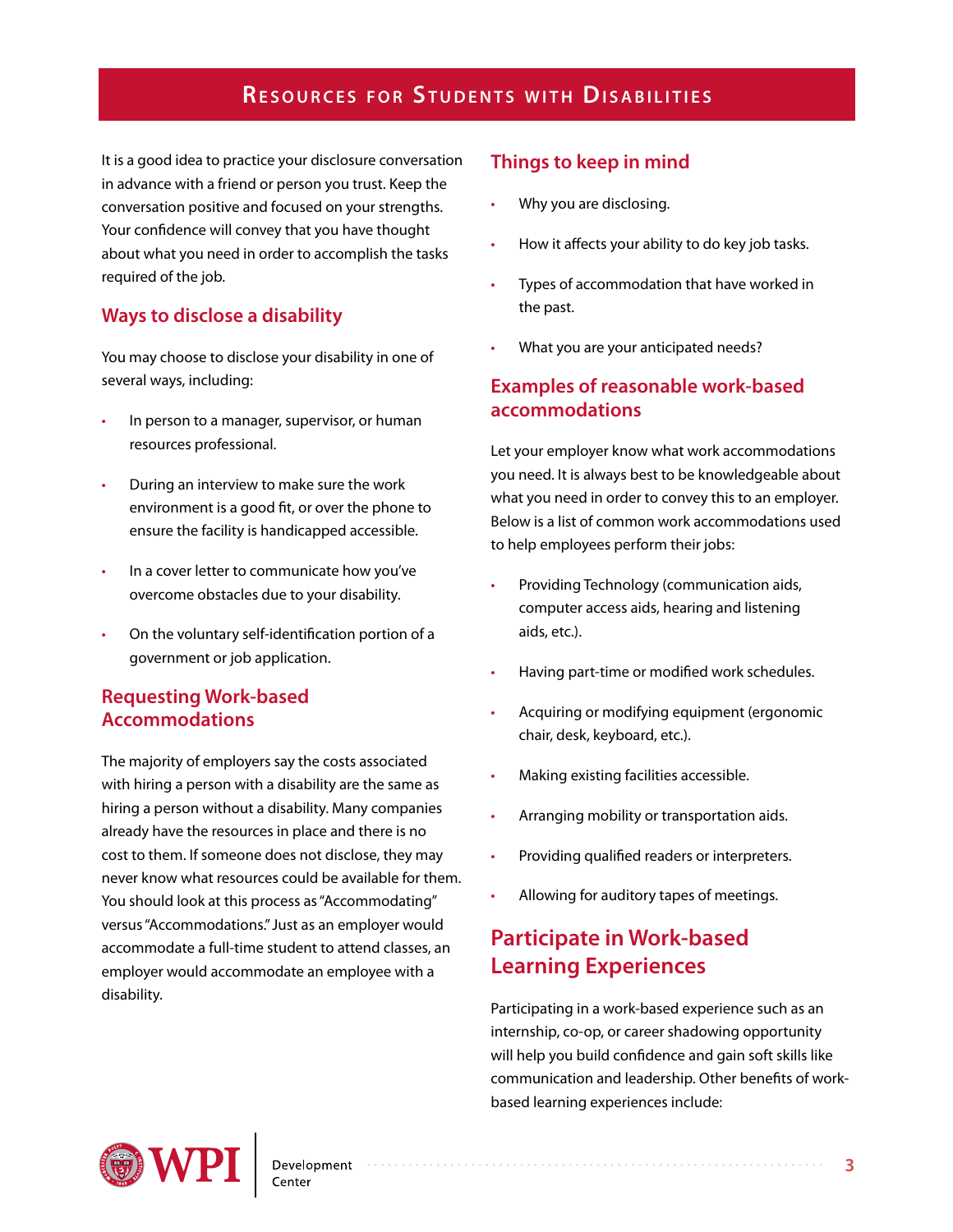It is a good idea to practice your disclosure conversation in advance with a friend or person you trust. Keep the conversation positive and focused on your strengths. Your confidence will convey that you have thought about what you need in order to accomplish the tasks required of the job.

## Ways to disclose a disability

You may choose to disclose your disability in one of several ways, including:

- In person to a manager, supervisor, or human resources professional.
- During an interview to make sure the work environment is a good fit, or over the phone to ensure the facility is handicapped accessible.
- In a cover letter to communicate how you've overcome obstacles due to your disability.
- On the voluntary self-identification portion of a government or job application.

## Requesting Work-based Accommodations

The majority of employers say the costs associated with hiring a person with a disability are the same as hiring a person without a disability. Many companies already have the resources in place and there is no cost to them. If someone does not disclose, they may never know what resources could be available for them. You should look at this process as "Accommodating" versus "Accommodations." Just as an employer would accommodate a full-time student to attend classes, an employer would accommodate an employee with a disability.

## Things to keep in mind

- Why you are disclosing.
- How it affects your ability to do key job tasks.
- Types of accommodation that have worked in the past.
- What you are your anticipated needs?

## Examples of reasonable work-based accommodations

Let your employer know what work accommodations you need. It is always best to be knowledgeable about what you need in order to convey this to an employer. Below is a list of common work accommodations used to help employees perform their jobs:

- Providing Technology (communication aids, computer access aids, hearing and listening aids, etc.).
- Having part-time or modified work schedules.
- Acquiring or modifying equipment (ergonomic chair, desk, keyboard, etc.).
- Making existing facilities accessible.
- Arranging mobility or transportation aids.
- Providing qualified readers or interpreters.
- Allowing for auditory tapes of meetings.

## Participate in Work-based Learning Experiences

Participating in a work-based experience such as an internship, co-op, or career shadowing opportunity will help you build confidence and gain soft skills like communication and leadership. Other benefits of work-based learning experiences include: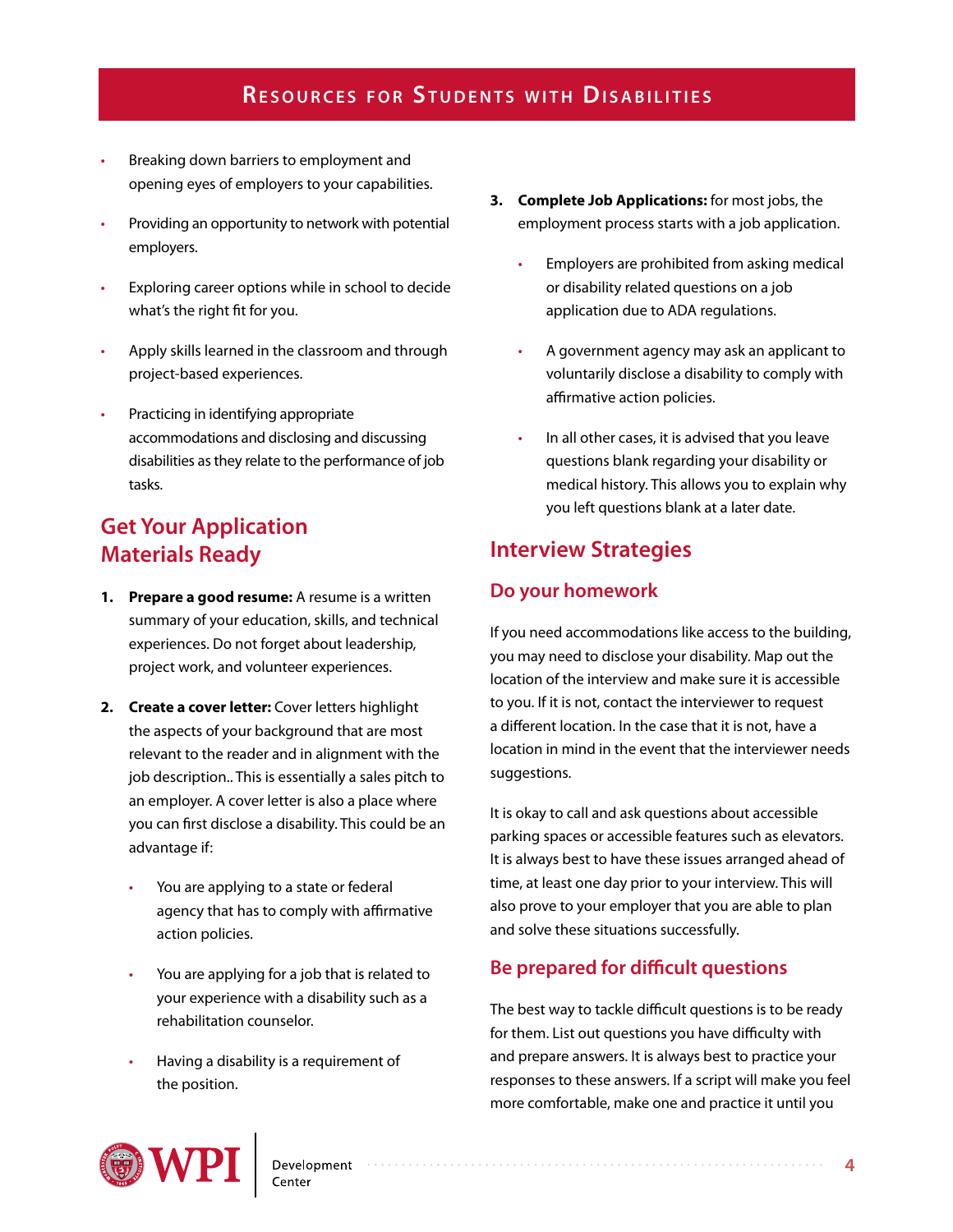- Breaking down barriers to employment and opening eyes of employers to your capabilities.
- Providing an opportunity to network with potential employers.
- Exploring career options while in school to decide what's the right fit for you.
- Apply skills learned in the classroom and through project-based experiences.
- Practicing in identifying appropriate accommodations and disclosing and discussing disabilities as they relate to the performance of job tasks.

## Get Your Application Materials Ready

1. **Prepare a good resume:** A resume is a written summary of your education, skills, and technical experiences. Do not forget about leadership, project work, and volunteer experiences.
2. **Create a cover letter:** Cover letters highlight the aspects of your background that are most relevant to the reader and in alignment with the job description.. This is essentially a sales pitch to an employer. A cover letter is also a place where you can first disclose a disability. This could be an advantage if:
   - You are applying to a state or federal agency that has to comply with affirmative action policies.
   - You are applying for a job that is related to your experience with a disability such as a rehabilitation counselor.
   - Having a disability is a requirement of the position.
3. **Complete Job Applications:** for most jobs, the employment process starts with a job application.
   - Employers are prohibited from asking medical or disability related questions on a job application due to ADA regulations.
   - A government agency may ask an applicant to voluntarily disclose a disability to comply with affirmative action policies.
   - In all other cases, it is advised that you leave questions blank regarding your disability or medical history. This allows you to explain why you left questions blank at a later date.

## Interview Strategies

### Do your homework

If you need accommodations like access to the building, you may need to disclose your disability. Map out the location of the interview and make sure it is accessible to you. If it is not, contact the interviewer to request a different location. In the case that it is not, have a location in mind in the event that the interviewer needs suggestions.

It is okay to call and ask questions about accessible parking spaces or accessible features such as elevators. It is always best to have these issues arranged ahead of time, at least one day prior to your interview. This will also prove to your employer that you are able to plan and solve these situations successfully.

### Be prepared for difficult questions

The best way to tackle difficult questions is to be ready for them. List out questions you have difficulty with and prepare answers. It is always best to practice your responses to these answers. If a script will make you feel more comfortable, make one and practice it until you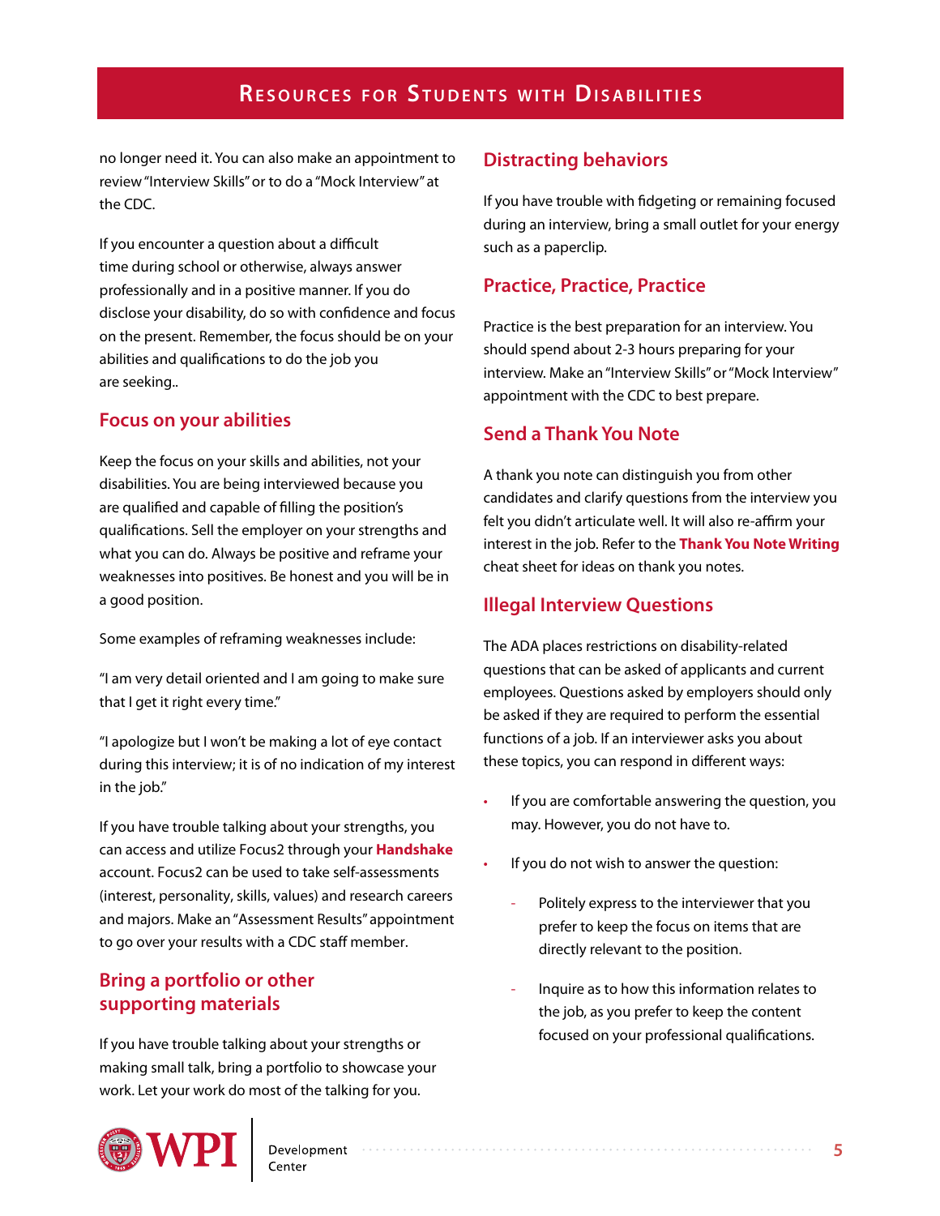no longer need it. You can also make an appointment to review "Interview Skills" or to do a "Mock Interview" at the CDC.

If you encounter a question about a difficult time during school or otherwise, always answer professionally and in a positive manner. If you do disclose your disability, do so with confidence and focus on the present. Remember, the focus should be on your abilities and qualifications to do the job you are seeking..

## Focus on your abilities

Keep the focus on your skills and abilities, not your disabilities. You are being interviewed because you are qualified and capable of filling the position's qualifications. Sell the employer on your strengths and what you can do. Always be positive and reframe your weaknesses into positives. Be honest and you will be in a good position.

Some examples of reframing weaknesses include:

"I am very detail oriented and I am going to make sure that I get it right every time."

"I apologize but I won't be making a lot of eye contact during this interview; it is of no indication of my interest in the job."

If you have trouble talking about your strengths, you can access and utilize Focus2 through your **Handshake** account. Focus2 can be used to take self-assessments (interest, personality, skills, values) and research careers and majors. Make an "Assessment Results" appointment to go over your results with a CDC staff member.

## Bring a portfolio or other supporting materials

If you have trouble talking about your strengths or making small talk, bring a portfolio to showcase your work. Let your work do most of the talking for you.

## Distracting behaviors

If you have trouble with fidgeting or remaining focused during an interview, bring a small outlet for your energy such as a paperclip.

## Practice, Practice, Practice

Practice is the best preparation for an interview. You should spend about 2-3 hours preparing for your interview. Make an "Interview Skills" or "Mock Interview" appointment with the CDC to best prepare.

## Send a Thank You Note

A thank you note can distinguish you from other candidates and clarify questions from the interview you felt you didn't articulate well. It will also re-affirm your interest in the job. Refer to the **Thank You Note Writing** cheat sheet for ideas on thank you notes.

## Illegal Interview Questions

The ADA places restrictions on disability-related questions that can be asked of applicants and current employees. Questions asked by employers should only be asked if they are required to perform the essential functions of a job. If an interviewer asks you about these topics, you can respond in different ways:

- If you are comfortable answering the question, you may. However, you do not have to.
- If you do not wish to answer the question:
  - Politely express to the interviewer that you prefer to keep the focus on items that are directly relevant to the position.
  - Inquire as to how this information relates to the job, as you prefer to keep the content focused on your professional qualifications.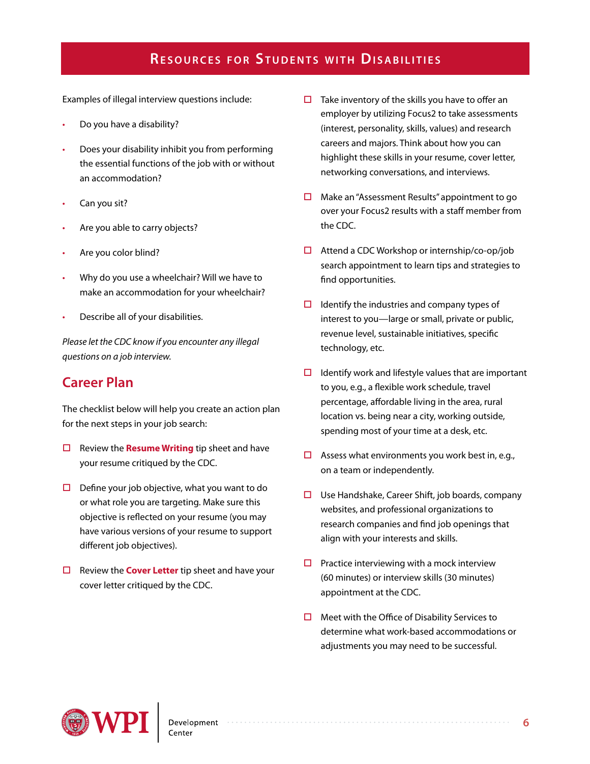## Resources for Students with Disabilities

Examples of illegal interview questions include:

- Do you have a disability?
- Does your disability inhibit you from performing the essential functions of the job with or without an accommodation?
- Can you sit?
- Are you able to carry objects?
- Are you color blind?
- Why do you use a wheelchair? Will we have to make an accommodation for your wheelchair?
- Describe all of your disabilities.

*Please let the CDC know if you encounter any illegal questions on a job interview.*

## Career Plan

The checklist below will help you create an action plan for the next steps in your job search:

- ☐ Review the **Resume Writing** tip sheet and have your resume critiqued by the CDC.
- ☐ Define your job objective, what you want to do or what role you are targeting. Make sure this objective is reflected on your resume (you may have various versions of your resume to support different job objectives).
- ☐ Review the **Cover Letter** tip sheet and have your cover letter critiqued by the CDC.
- ☐ Take inventory of the skills you have to offer an employer by utilizing Focus2 to take assessments (interest, personality, skills, values) and research careers and majors. Think about how you can highlight these skills in your resume, cover letter, networking conversations, and interviews.
- ☐ Make an "Assessment Results" appointment to go over your Focus2 results with a staff member from the CDC.
- ☐ Attend a CDC Workshop or internship/co-op/job search appointment to learn tips and strategies to find opportunities.
- ☐ Identify the industries and company types of interest to you—large or small, private or public, revenue level, sustainable initiatives, specific technology, etc.
- ☐ Identify work and lifestyle values that are important to you, e.g., a flexible work schedule, travel percentage, affordable living in the area, rural location vs. being near a city, working outside, spending most of your time at a desk, etc.
- ☐ Assess what environments you work best in, e.g., on a team or independently.
- ☐ Use Handshake, Career Shift, job boards, company websites, and professional organizations to research companies and find job openings that align with your interests and skills.
- ☐ Practice interviewing with a mock interview (60 minutes) or interview skills (30 minutes) appointment at the CDC.
- ☐ Meet with the Office of Disability Services to determine what work-based accommodations or adjustments you may need to be successful.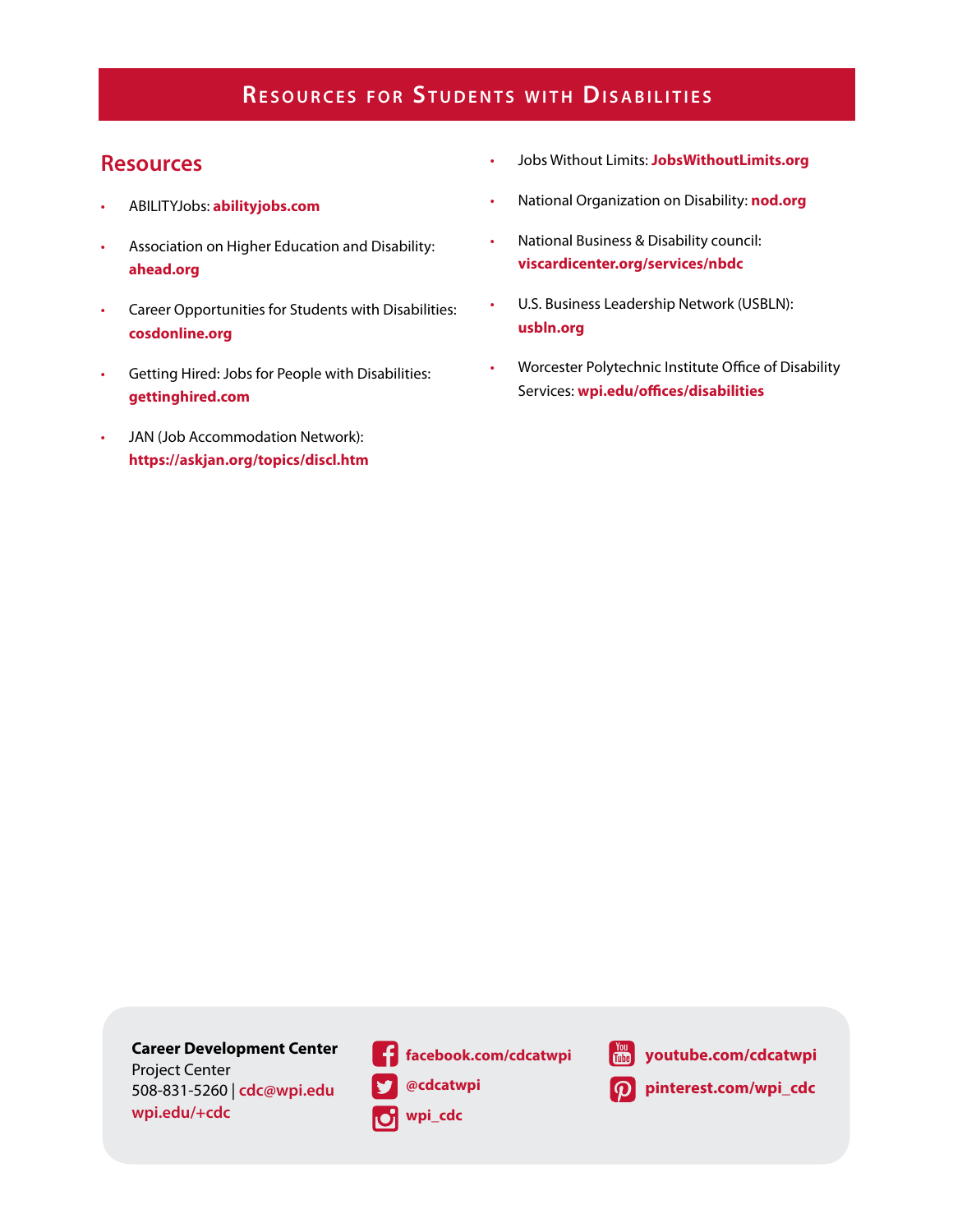# Resources for Students with Disabilities

## Resources

- ABILITYJobs: **abilityjobs.com**
- Association on Higher Education and Disability: **ahead.org**
- Career Opportunities for Students with Disabilities: **cosdonline.org**
- Getting Hired: Jobs for People with Disabilities: **gettinghired.com**
- JAN (Job Accommodation Network): **https://askjan.org/topics/discl.htm**
- Jobs Without Limits: **JobsWithoutLimits.org**
- National Organization on Disability: **nod.org**
- National Business & Disability council: **viscardicenter.org/services/nbdc**
- U.S. Business Leadership Network (USBLN): **usbln.org**
- Worcester Polytechnic Institute Office of Disability Services: **wpi.edu/offices/disabilities**

**Career Development Center**
Project Center
508-831-5260 | **cdc@wpi.edu**
**wpi.edu/+cdc**

**facebook.com/cdcatwpi**
**@cdcatwpi**
**wpi_cdc**
**youtube.com/cdcatwpi**
**pinterest.com/wpi_cdc**